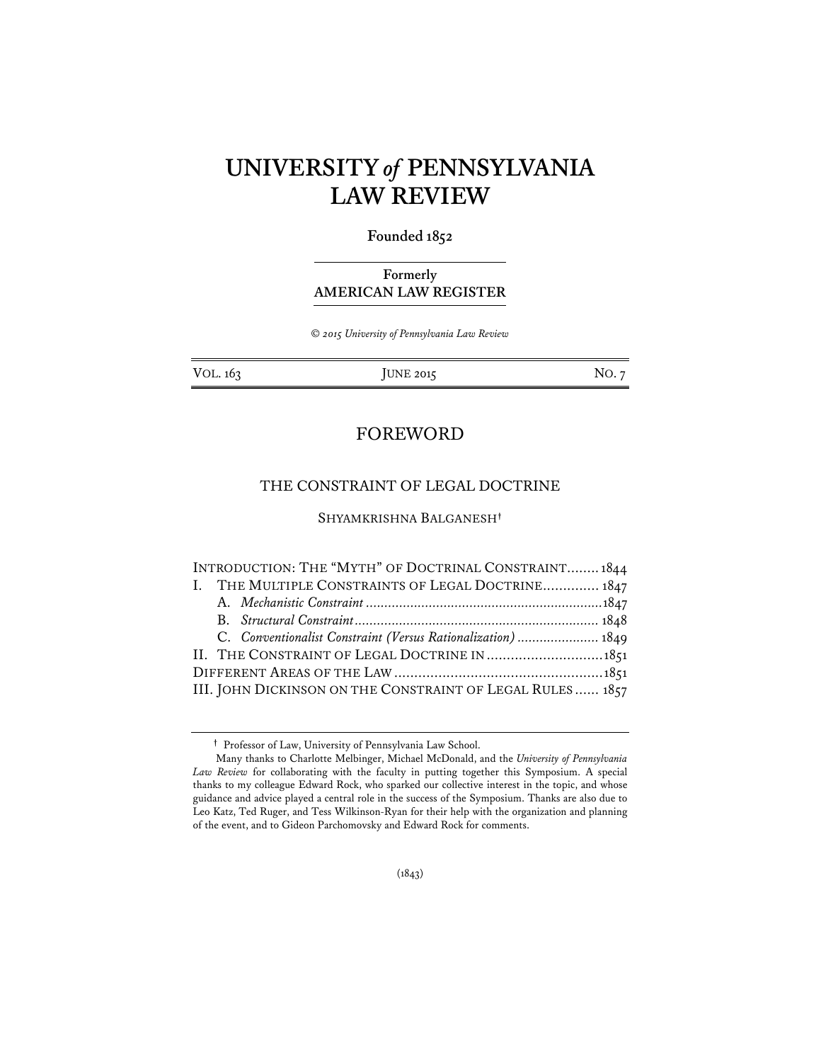# UNIVERSITY *of* PENNSYLVANIA LAW REVIEW

**Founded 1852**

**Formerly**
**AMERICAN LAW REGISTER**

*© 2015 University of Pennsylvania Law Review*

VOL. 163 JUNE 2015 NO. 7

## FOREWORD

## THE CONSTRAINT OF LEGAL DOCTRINE

SHYAMKRISHNA BALGANESH†

INTRODUCTION: THE "MYTH" OF DOCTRINAL CONSTRAINT........1844
I. THE MULTIPLE CONSTRAINTS OF LEGAL DOCTRINE..............1847
 A. *Mechanistic Constraint*...............................................................1847
 B. *Structural Constraint*..................................................................1848
 C. *Conventionalist Constraint (Versus Rationalization)*......................1849
II. THE CONSTRAINT OF LEGAL DOCTRINE IN.............................1851
DIFFERENT AREAS OF THE LAW....................................................1851
III. JOHN DICKINSON ON THE CONSTRAINT OF LEGAL RULES......1857

---

† Professor of Law, University of Pennsylvania Law School.

Many thanks to Charlotte Melbinger, Michael McDonald, and the *University of Pennsylvania Law Review* for collaborating with the faculty in putting together this Symposium. A special thanks to my colleague Edward Rock, who sparked our collective interest in the topic, and whose guidance and advice played a central role in the success of the Symposium. Thanks are also due to Leo Katz, Ted Ruger, and Tess Wilkinson-Ryan for their help with the organization and planning of the event, and to Gideon Parchomovsky and Edward Rock for comments.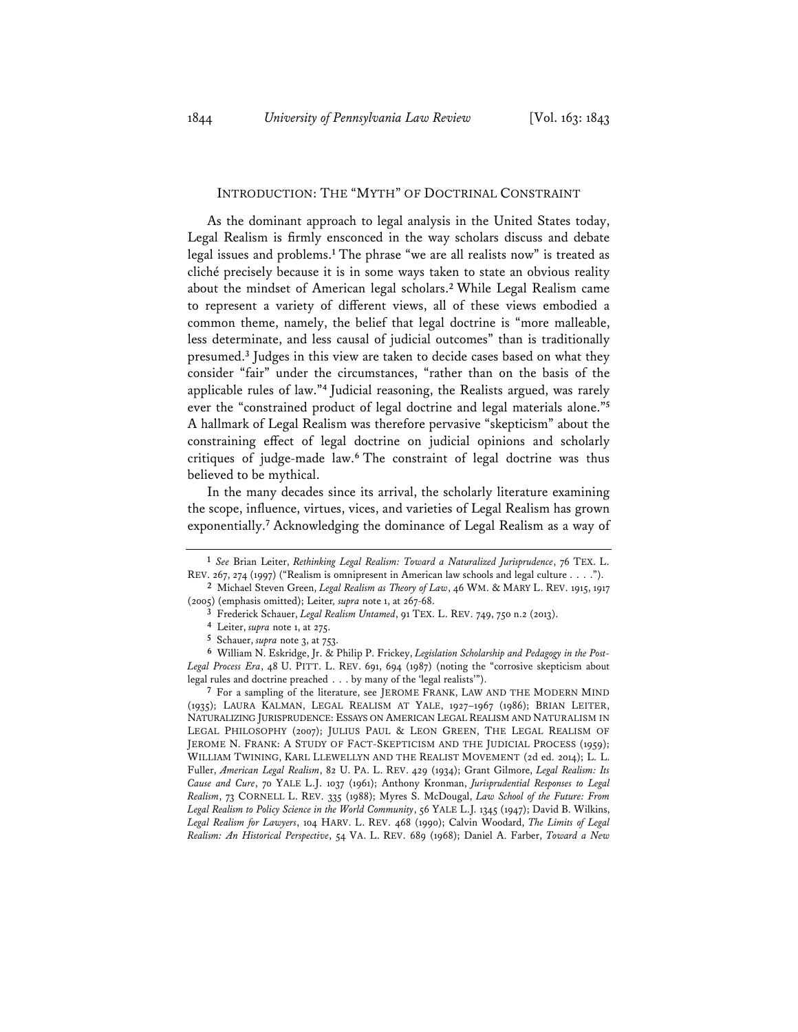## INTRODUCTION: THE "MYTH" OF DOCTRINAL CONSTRAINT

As the dominant approach to legal analysis in the United States today, Legal Realism is firmly ensconced in the way scholars discuss and debate legal issues and problems.[1] The phrase "we are all realists now" is treated as cliché precisely because it is in some ways taken to state an obvious reality about the mindset of American legal scholars.[2] While Legal Realism came to represent a variety of different views, all of these views embodied a common theme, namely, the belief that legal doctrine is "more malleable, less determinate, and less causal of judicial outcomes" than is traditionally presumed.[3] Judges in this view are taken to decide cases based on what they consider "fair" under the circumstances, "rather than on the basis of the applicable rules of law."[4] Judicial reasoning, the Realists argued, was rarely ever the "constrained product of legal doctrine and legal materials alone."[5] A hallmark of Legal Realism was therefore pervasive "skepticism" about the constraining effect of legal doctrine on judicial opinions and scholarly critiques of judge-made law.[6] The constraint of legal doctrine was thus believed to be mythical.

In the many decades since its arrival, the scholarly literature examining the scope, influence, virtues, vices, and varieties of Legal Realism has grown exponentially.[7] Acknowledging the dominance of Legal Realism as a way of

---

[1] *See* Brian Leiter, *Rethinking Legal Realism: Toward a Naturalized Jurisprudence*, 76 TEX. L. REV. 267, 274 (1997) ("Realism is omnipresent in American law schools and legal culture . . . .").

[2] Michael Steven Green, *Legal Realism as Theory of Law*, 46 WM. & MARY L. REV. 1915, 1917 (2005) (emphasis omitted); Leiter, *supra* note 1, at 267-68.

[3] Frederick Schauer, *Legal Realism Untamed*, 91 TEX. L. REV. 749, 750 n.2 (2013).

[4] Leiter, *supra* note 1, at 275.

[5] Schauer, *supra* note 3, at 753.

[6] William N. Eskridge, Jr. & Philip P. Frickey, *Legislation Scholarship and Pedagogy in the Post-Legal Process Era*, 48 U. PITT. L. REV. 691, 694 (1987) (noting the "corrosive skepticism about legal rules and doctrine preached . . . by many of the 'legal realists'").

[7] For a sampling of the literature, see JEROME FRANK, LAW AND THE MODERN MIND (1935); LAURA KALMAN, LEGAL REALISM AT YALE, 1927–1967 (1986); BRIAN LEITER, NATURALIZING JURISPRUDENCE: ESSAYS ON AMERICAN LEGAL REALISM AND NATURALISM IN LEGAL PHILOSOPHY (2007); JULIUS PAUL & LEON GREEN, THE LEGAL REALISM OF JEROME N. FRANK: A STUDY OF FACT-SKEPTICISM AND THE JUDICIAL PROCESS (1959); WILLIAM TWINING, KARL LLEWELLYN AND THE REALIST MOVEMENT (2d ed. 2014); L. L. Fuller, *American Legal Realism*, 82 U. PA. L. REV. 429 (1934); Grant Gilmore, *Legal Realism: Its Cause and Cure*, 70 YALE L.J. 1037 (1961); Anthony Kronman, *Jurisprudential Responses to Legal Realism*, 73 CORNELL L. REV. 335 (1988); Myres S. McDougal, *Law School of the Future: From Legal Realism to Policy Science in the World Community*, 56 YALE L.J. 1345 (1947); David B. Wilkins, *Legal Realism for Lawyers*, 104 HARV. L. REV. 468 (1990); Calvin Woodard, *The Limits of Legal Realism: An Historical Perspective*, 54 VA. L. REV. 689 (1968); Daniel A. Farber, *Toward a New*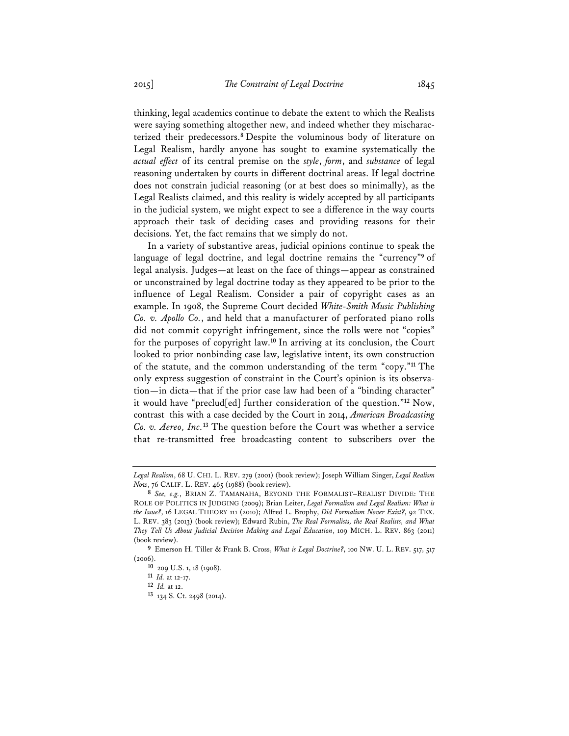thinking, legal academics continue to debate the extent to which the Realists were saying something altogether new, and indeed whether they mischaracterized their predecessors.[8] Despite the voluminous body of literature on Legal Realism, hardly anyone has sought to examine systematically the *actual effect* of its central premise on the *style*, *form*, and *substance* of legal reasoning undertaken by courts in different doctrinal areas. If legal doctrine does not constrain judicial reasoning (or at best does so minimally), as the Legal Realists claimed, and this reality is widely accepted by all participants in the judicial system, we might expect to see a difference in the way courts approach their task of deciding cases and providing reasons for their decisions. Yet, the fact remains that we simply do not.

In a variety of substantive areas, judicial opinions continue to speak the language of legal doctrine, and legal doctrine remains the "currency"[9] of legal analysis. Judges—at least on the face of things—appear as constrained or unconstrained by legal doctrine today as they appeared to be prior to the influence of Legal Realism. Consider a pair of copyright cases as an example. In 1908, the Supreme Court decided *White-Smith Music Publishing Co. v. Apollo Co.*, and held that a manufacturer of perforated piano rolls did not commit copyright infringement, since the rolls were not "copies" for the purposes of copyright law.[10] In arriving at its conclusion, the Court looked to prior nonbinding case law, legislative intent, its own construction of the statute, and the common understanding of the term "copy."[11] The only express suggestion of constraint in the Court's opinion is its observation—in dicta—that if the prior case law had been of a "binding character" it would have "preclud[ed] further consideration of the question."[12] Now, contrast this with a case decided by the Court in 2014, *American Broadcasting Co. v. Aereo, Inc.*[13] The question before the Court was whether a service that re-transmitted free broadcasting content to subscribers over the

---

*Legal Realism*, 68 U. CHI. L. REV. 279 (2001) (book review); Joseph William Singer, *Legal Realism Now*, 76 CALIF. L. REV. 465 (1988) (book review).

[8] *See, e.g.*, BRIAN Z. TAMANAHA, BEYOND THE FORMALIST–REALIST DIVIDE: THE ROLE OF POLITICS IN JUDGING (2009); Brian Leiter, *Legal Formalism and Legal Realism: What is the Issue?*, 16 LEGAL THEORY 111 (2010); Alfred L. Brophy, *Did Formalism Never Exist?*, 92 TEX. L. REV. 383 (2013) (book review); Edward Rubin, *The Real Formalists, the Real Realists, and What They Tell Us About Judicial Decision Making and Legal Education*, 109 MICH. L. REV. 863 (2011) (book review).

[9] Emerson H. Tiller & Frank B. Cross, *What is Legal Doctrine?*, 100 NW. U. L. REV. 517, 517 (2006).

[10] 209 U.S. 1, 18 (1908).

[11] *Id.* at 12-17.

[12] *Id.* at 12.

[13] 134 S. Ct. 2498 (2014).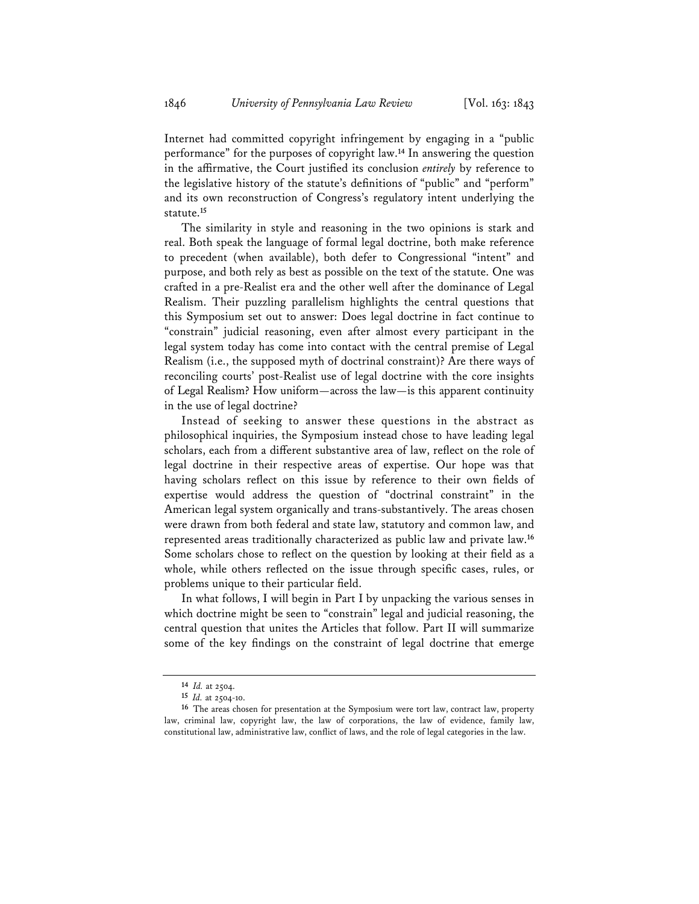Internet had committed copyright infringement by engaging in a "public performance" for the purposes of copyright law.[14] In answering the question in the affirmative, the Court justified its conclusion *entirely* by reference to the legislative history of the statute's definitions of "public" and "perform" and its own reconstruction of Congress's regulatory intent underlying the statute.[15]

The similarity in style and reasoning in the two opinions is stark and real. Both speak the language of formal legal doctrine, both make reference to precedent (when available), both defer to Congressional "intent" and purpose, and both rely as best as possible on the text of the statute. One was crafted in a pre-Realist era and the other well after the dominance of Legal Realism. Their puzzling parallelism highlights the central questions that this Symposium set out to answer: Does legal doctrine in fact continue to "constrain" judicial reasoning, even after almost every participant in the legal system today has come into contact with the central premise of Legal Realism (i.e., the supposed myth of doctrinal constraint)? Are there ways of reconciling courts' post-Realist use of legal doctrine with the core insights of Legal Realism? How uniform—across the law—is this apparent continuity in the use of legal doctrine?

Instead of seeking to answer these questions in the abstract as philosophical inquiries, the Symposium instead chose to have leading legal scholars, each from a different substantive area of law, reflect on the role of legal doctrine in their respective areas of expertise. Our hope was that having scholars reflect on this issue by reference to their own fields of expertise would address the question of "doctrinal constraint" in the American legal system organically and trans-substantively. The areas chosen were drawn from both federal and state law, statutory and common law, and represented areas traditionally characterized as public law and private law.[16] Some scholars chose to reflect on the question by looking at their field as a whole, while others reflected on the issue through specific cases, rules, or problems unique to their particular field.

In what follows, I will begin in Part I by unpacking the various senses in which doctrine might be seen to "constrain" legal and judicial reasoning, the central question that unites the Articles that follow. Part II will summarize some of the key findings on the constraint of legal doctrine that emerge

---

[14] *Id.* at 2504.

[15] *Id.* at 2504-10.

[16] The areas chosen for presentation at the Symposium were tort law, contract law, property law, criminal law, copyright law, the law of corporations, the law of evidence, family law, constitutional law, administrative law, conflict of laws, and the role of legal categories in the law.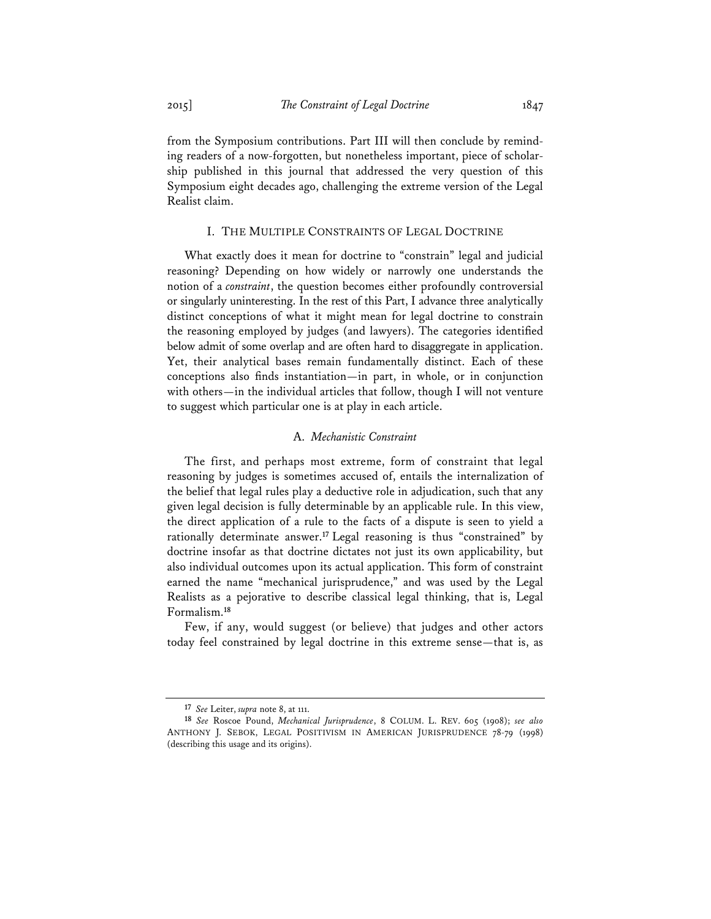from the Symposium contributions. Part III will then conclude by reminding readers of a now-forgotten, but nonetheless important, piece of scholarship published in this journal that addressed the very question of this Symposium eight decades ago, challenging the extreme version of the Legal Realist claim.

## I. THE MULTIPLE CONSTRAINTS OF LEGAL DOCTRINE

What exactly does it mean for doctrine to "constrain" legal and judicial reasoning? Depending on how widely or narrowly one understands the notion of a *constraint*, the question becomes either profoundly controversial or singularly uninteresting. In the rest of this Part, I advance three analytically distinct conceptions of what it might mean for legal doctrine to constrain the reasoning employed by judges (and lawyers). The categories identified below admit of some overlap and are often hard to disaggregate in application. Yet, their analytical bases remain fundamentally distinct. Each of these conceptions also finds instantiation—in part, in whole, or in conjunction with others—in the individual articles that follow, though I will not venture to suggest which particular one is at play in each article.

### A. *Mechanistic Constraint*

The first, and perhaps most extreme, form of constraint that legal reasoning by judges is sometimes accused of, entails the internalization of the belief that legal rules play a deductive role in adjudication, such that any given legal decision is fully determinable by an applicable rule. In this view, the direct application of a rule to the facts of a dispute is seen to yield a rationally determinate answer.[17] Legal reasoning is thus "constrained" by doctrine insofar as that doctrine dictates not just its own applicability, but also individual outcomes upon its actual application. This form of constraint earned the name "mechanical jurisprudence," and was used by the Legal Realists as a pejorative to describe classical legal thinking, that is, Legal Formalism.[18]

Few, if any, would suggest (or believe) that judges and other actors today feel constrained by legal doctrine in this extreme sense—that is, as

---

[17] *See* Leiter, *supra* note 8, at 111.

[18] *See* Roscoe Pound, *Mechanical Jurisprudence*, 8 COLUM. L. REV. 605 (1908); *see also* ANTHONY J. SEBOK, LEGAL POSITIVISM IN AMERICAN JURISPRUDENCE 78-79 (1998) (describing this usage and its origins).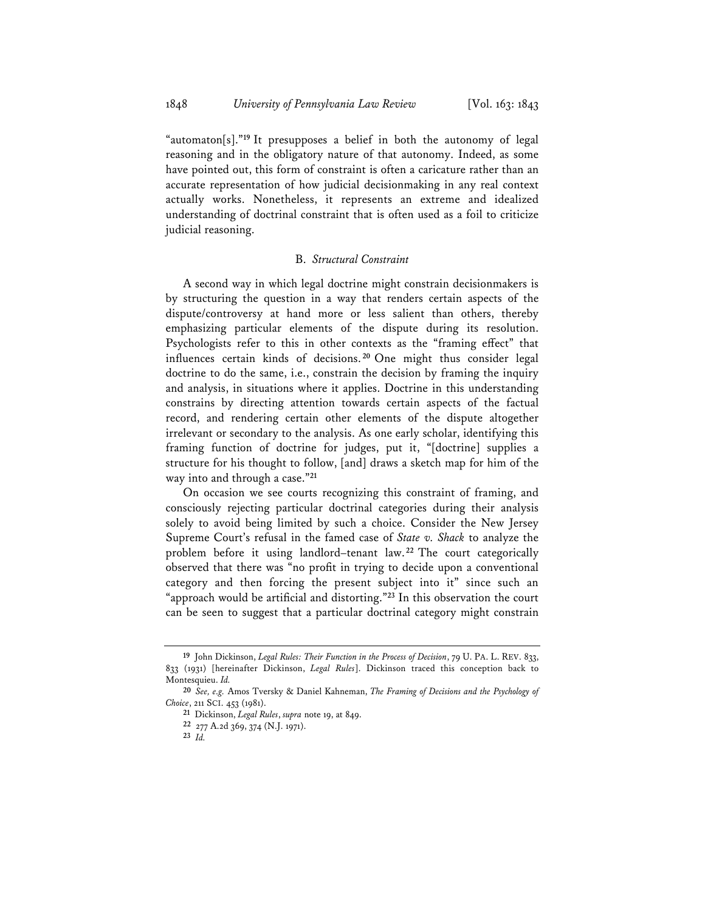"automaton[s]."[19] It presupposes a belief in both the autonomy of legal reasoning and in the obligatory nature of that autonomy. Indeed, as some have pointed out, this form of constraint is often a caricature rather than an accurate representation of how judicial decisionmaking in any real context actually works. Nonetheless, it represents an extreme and idealized understanding of doctrinal constraint that is often used as a foil to criticize judicial reasoning.

### B. *Structural Constraint*

A second way in which legal doctrine might constrain decisionmakers is by structuring the question in a way that renders certain aspects of the dispute/controversy at hand more or less salient than others, thereby emphasizing particular elements of the dispute during its resolution. Psychologists refer to this in other contexts as the "framing effect" that influences certain kinds of decisions.[20] One might thus consider legal doctrine to do the same, i.e., constrain the decision by framing the inquiry and analysis, in situations where it applies. Doctrine in this understanding constrains by directing attention towards certain aspects of the factual record, and rendering certain other elements of the dispute altogether irrelevant or secondary to the analysis. As one early scholar, identifying this framing function of doctrine for judges, put it, "[doctrine] supplies a structure for his thought to follow, [and] draws a sketch map for him of the way into and through a case."[21]

On occasion we see courts recognizing this constraint of framing, and consciously rejecting particular doctrinal categories during their analysis solely to avoid being limited by such a choice. Consider the New Jersey Supreme Court's refusal in the famed case of *State v. Shack* to analyze the problem before it using landlord–tenant law.[22] The court categorically observed that there was "no profit in trying to decide upon a conventional category and then forcing the present subject into it" since such an "approach would be artificial and distorting."[23] In this observation the court can be seen to suggest that a particular doctrinal category might constrain

---

[19] John Dickinson, *Legal Rules: Their Function in the Process of Decision*, 79 U. PA. L. REV. 833, 833 (1931) [hereinafter Dickinson, *Legal Rules*]. Dickinson traced this conception back to Montesquieu. *Id.*

[20] *See, e.g.* Amos Tversky & Daniel Kahneman, *The Framing of Decisions and the Psychology of Choice*, 211 SCI. 453 (1981).

[21] Dickinson, *Legal Rules*, *supra* note 19, at 849.

[22] 277 A.2d 369, 374 (N.J. 1971).

[23] *Id.*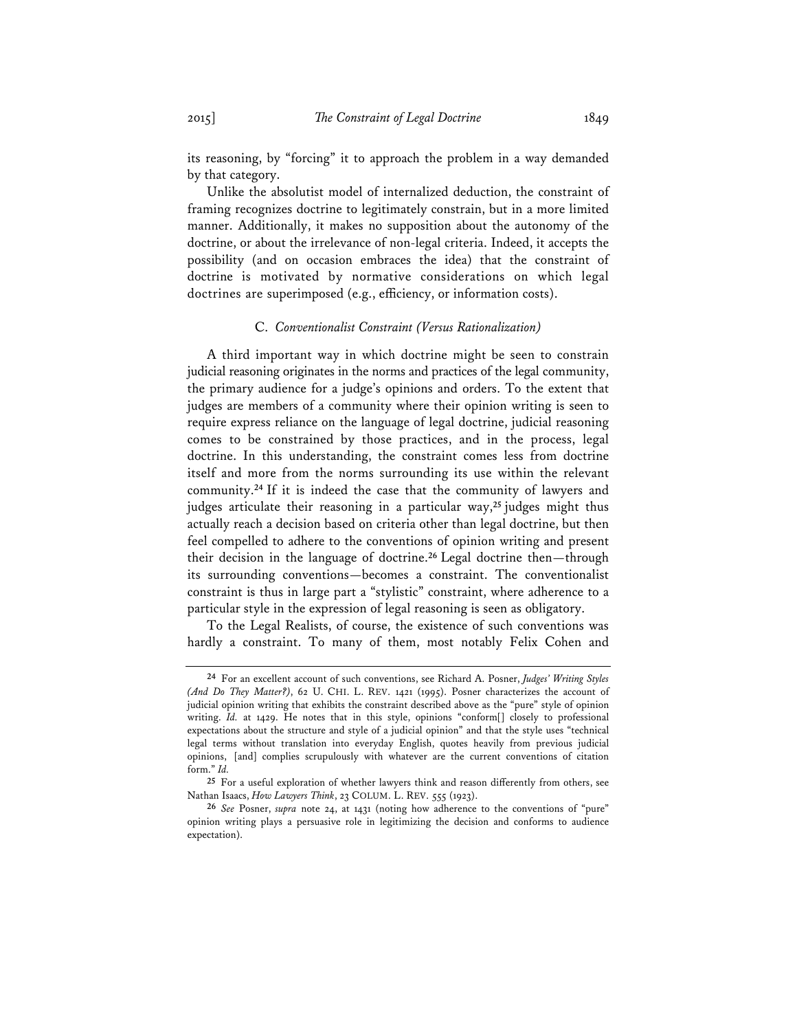its reasoning, by "forcing" it to approach the problem in a way demanded by that category.

Unlike the absolutist model of internalized deduction, the constraint of framing recognizes doctrine to legitimately constrain, but in a more limited manner. Additionally, it makes no supposition about the autonomy of the doctrine, or about the irrelevance of non-legal criteria. Indeed, it accepts the possibility (and on occasion embraces the idea) that the constraint of doctrine is motivated by normative considerations on which legal doctrines are superimposed (e.g., efficiency, or information costs).

### C. *Conventionalist Constraint (Versus Rationalization)*

A third important way in which doctrine might be seen to constrain judicial reasoning originates in the norms and practices of the legal community, the primary audience for a judge's opinions and orders. To the extent that judges are members of a community where their opinion writing is seen to require express reliance on the language of legal doctrine, judicial reasoning comes to be constrained by those practices, and in the process, legal doctrine. In this understanding, the constraint comes less from doctrine itself and more from the norms surrounding its use within the relevant community.[24] If it is indeed the case that the community of lawyers and judges articulate their reasoning in a particular way,[25] judges might thus actually reach a decision based on criteria other than legal doctrine, but then feel compelled to adhere to the conventions of opinion writing and present their decision in the language of doctrine.[26] Legal doctrine then—through its surrounding conventions—becomes a constraint. The conventionalist constraint is thus in large part a "stylistic" constraint, where adherence to a particular style in the expression of legal reasoning is seen as obligatory.

To the Legal Realists, of course, the existence of such conventions was hardly a constraint. To many of them, most notably Felix Cohen and

---

[24] For an excellent account of such conventions, see Richard A. Posner, *Judges' Writing Styles (And Do They Matter?)*, 62 U. CHI. L. REV. 1421 (1995). Posner characterizes the account of judicial opinion writing that exhibits the constraint described above as the "pure" style of opinion writing. *Id.* at 1429. He notes that in this style, opinions "conform[] closely to professional expectations about the structure and style of a judicial opinion" and that the style uses "technical legal terms without translation into everyday English, quotes heavily from previous judicial opinions, [and] complies scrupulously with whatever are the current conventions of citation form." *Id.*

[25] For a useful exploration of whether lawyers think and reason differently from others, see Nathan Isaacs, *How Lawyers Think*, 23 COLUM. L. REV. 555 (1923).

[26] *See* Posner, *supra* note 24, at 1431 (noting how adherence to the conventions of "pure" opinion writing plays a persuasive role in legitimizing the decision and conforms to audience expectation).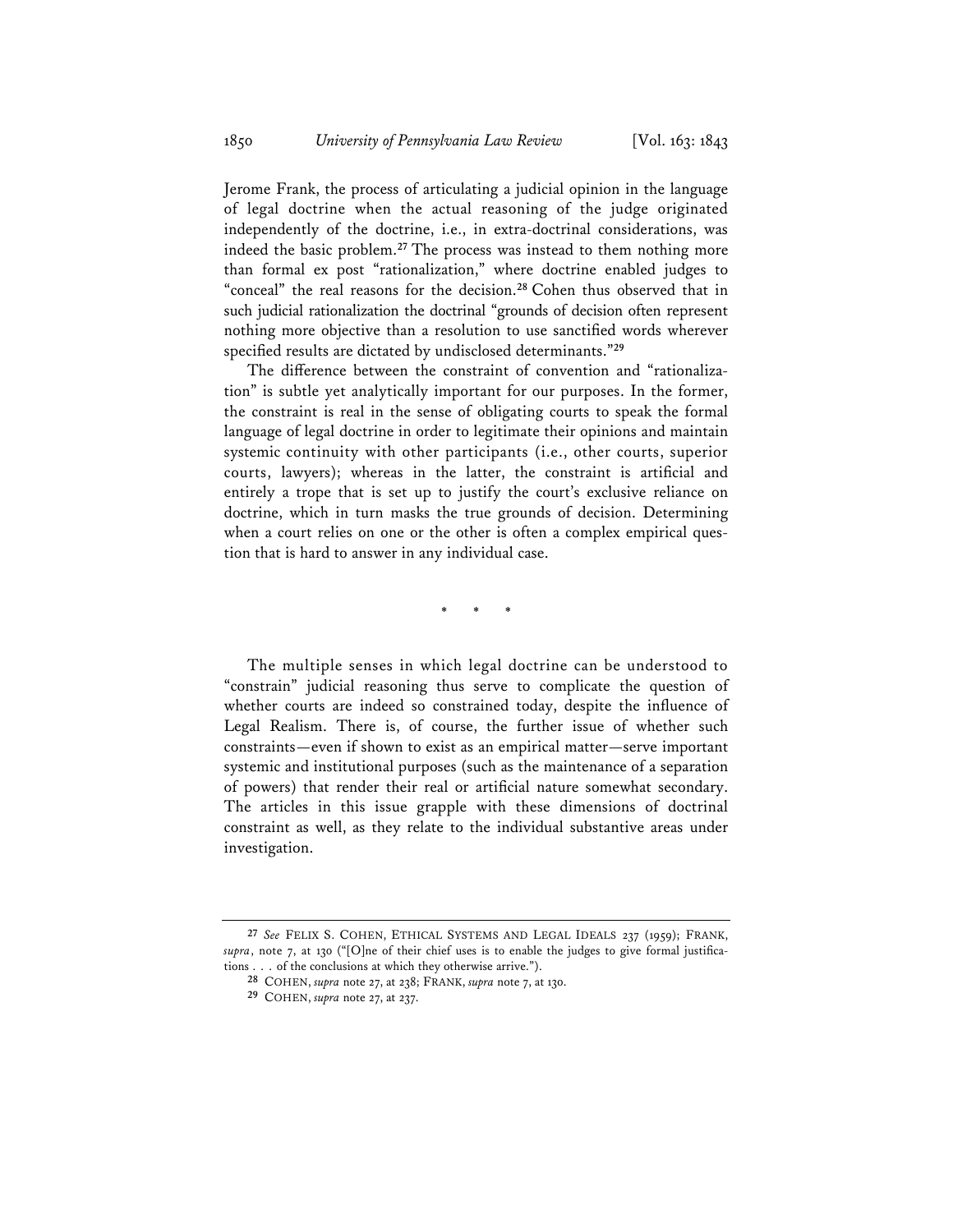Jerome Frank, the process of articulating a judicial opinion in the language of legal doctrine when the actual reasoning of the judge originated independently of the doctrine, i.e., in extra-doctrinal considerations, was indeed the basic problem.[27] The process was instead to them nothing more than formal ex post "rationalization," where doctrine enabled judges to "conceal" the real reasons for the decision.[28] Cohen thus observed that in such judicial rationalization the doctrinal "grounds of decision often represent nothing more objective than a resolution to use sanctified words wherever specified results are dictated by undisclosed determinants."[29]

The difference between the constraint of convention and "rationalization" is subtle yet analytically important for our purposes. In the former, the constraint is real in the sense of obligating courts to speak the formal language of legal doctrine in order to legitimate their opinions and maintain systemic continuity with other participants (i.e., other courts, superior courts, lawyers); whereas in the latter, the constraint is artificial and entirely a trope that is set up to justify the court's exclusive reliance on doctrine, which in turn masks the true grounds of decision. Determining when a court relies on one or the other is often a complex empirical question that is hard to answer in any individual case.

\* \* \*

The multiple senses in which legal doctrine can be understood to "constrain" judicial reasoning thus serve to complicate the question of whether courts are indeed so constrained today, despite the influence of Legal Realism. There is, of course, the further issue of whether such constraints—even if shown to exist as an empirical matter—serve important systemic and institutional purposes (such as the maintenance of a separation of powers) that render their real or artificial nature somewhat secondary. The articles in this issue grapple with these dimensions of doctrinal constraint as well, as they relate to the individual substantive areas under investigation.

---

27 *See* FELIX S. COHEN, ETHICAL SYSTEMS AND LEGAL IDEALS 237 (1959); FRANK, *supra*, note 7, at 130 ("[O]ne of their chief uses is to enable the judges to give formal justifications . . . of the conclusions at which they otherwise arrive.").

28 COHEN, *supra* note 27, at 238; FRANK, *supra* note 7, at 130.

29 COHEN, *supra* note 27, at 237.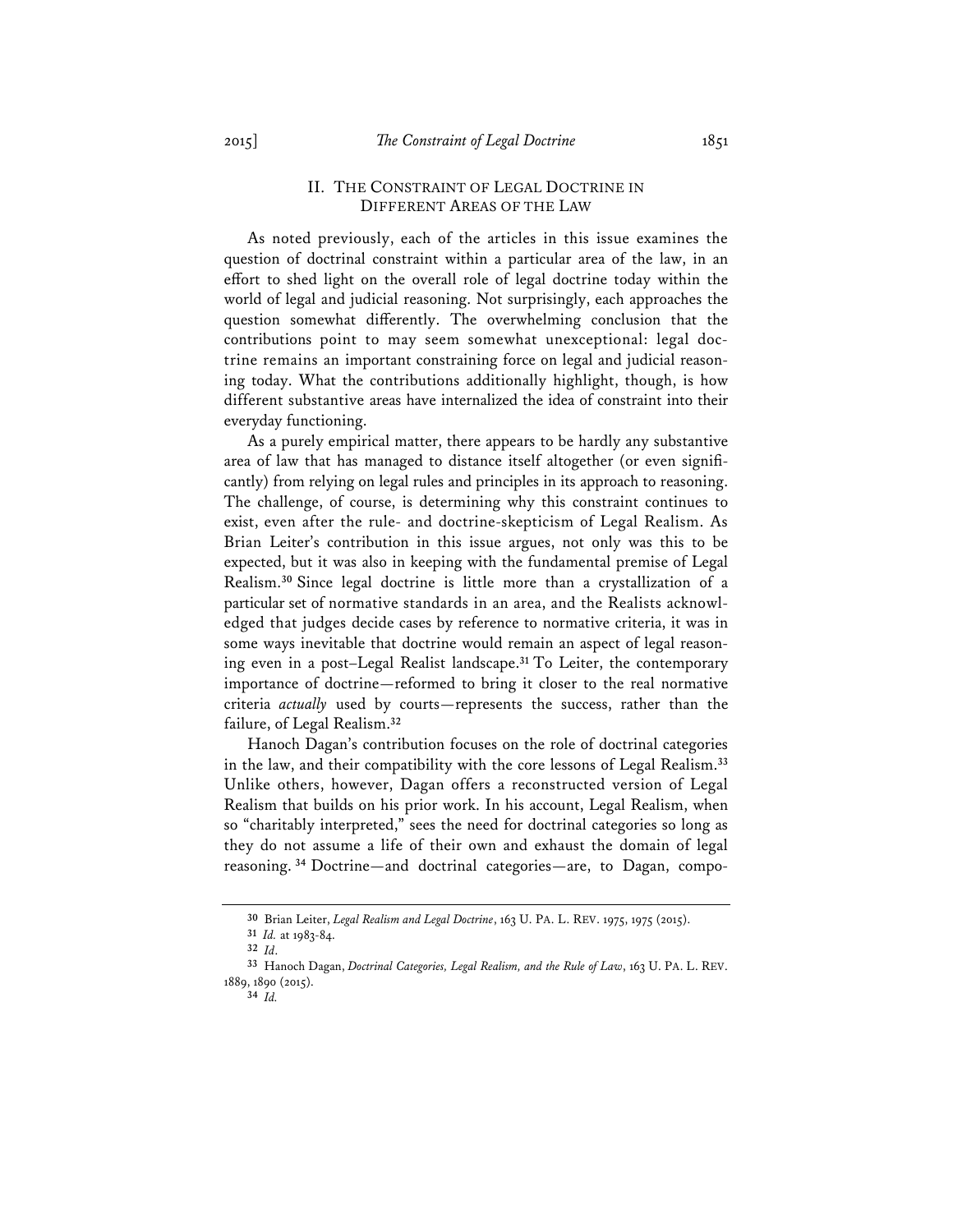## II. THE CONSTRAINT OF LEGAL DOCTRINE IN DIFFERENT AREAS OF THE LAW

As noted previously, each of the articles in this issue examines the question of doctrinal constraint within a particular area of the law, in an effort to shed light on the overall role of legal doctrine today within the world of legal and judicial reasoning. Not surprisingly, each approaches the question somewhat differently. The overwhelming conclusion that the contributions point to may seem somewhat unexceptional: legal doctrine remains an important constraining force on legal and judicial reasoning today. What the contributions additionally highlight, though, is how different substantive areas have internalized the idea of constraint into their everyday functioning.

As a purely empirical matter, there appears to be hardly any substantive area of law that has managed to distance itself altogether (or even significantly) from relying on legal rules and principles in its approach to reasoning. The challenge, of course, is determining why this constraint continues to exist, even after the rule- and doctrine-skepticism of Legal Realism. As Brian Leiter's contribution in this issue argues, not only was this to be expected, but it was also in keeping with the fundamental premise of Legal Realism.[30] Since legal doctrine is little more than a crystallization of a particular set of normative standards in an area, and the Realists acknowledged that judges decide cases by reference to normative criteria, it was in some ways inevitable that doctrine would remain an aspect of legal reasoning even in a post–Legal Realist landscape.[31] To Leiter, the contemporary importance of doctrine—reformed to bring it closer to the real normative criteria *actually* used by courts—represents the success, rather than the failure, of Legal Realism.[32]

Hanoch Dagan's contribution focuses on the role of doctrinal categories in the law, and their compatibility with the core lessons of Legal Realism.[33] Unlike others, however, Dagan offers a reconstructed version of Legal Realism that builds on his prior work. In his account, Legal Realism, when so "charitably interpreted," sees the need for doctrinal categories so long as they do not assume a life of their own and exhaust the domain of legal reasoning.[34] Doctrine—and doctrinal categories—are, to Dagan, compo-

---

30 Brian Leiter, *Legal Realism and Legal Doctrine*, 163 U. PA. L. REV. 1975, 1975 (2015).

31 *Id.* at 1983-84.

32 *Id*.

33 Hanoch Dagan, *Doctrinal Categories, Legal Realism, and the Rule of Law*, 163 U. PA. L. REV. 1889, 1890 (2015).

34 *Id.*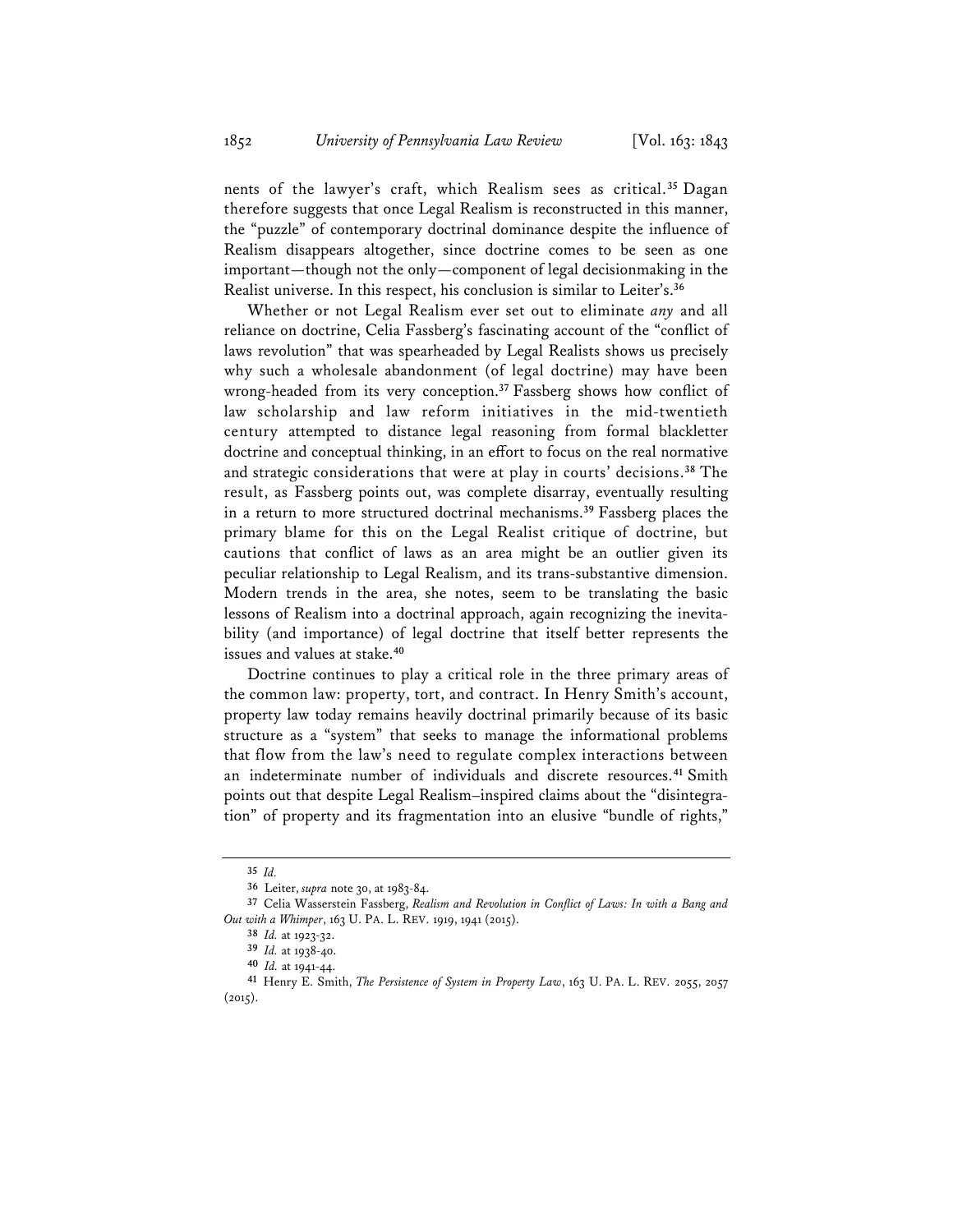nents of the lawyer's craft, which Realism sees as critical.[35] Dagan therefore suggests that once Legal Realism is reconstructed in this manner, the "puzzle" of contemporary doctrinal dominance despite the influence of Realism disappears altogether, since doctrine comes to be seen as one important—though not the only—component of legal decisionmaking in the Realist universe. In this respect, his conclusion is similar to Leiter's.[36]

Whether or not Legal Realism ever set out to eliminate *any* and all reliance on doctrine, Celia Fassberg's fascinating account of the "conflict of laws revolution" that was spearheaded by Legal Realists shows us precisely why such a wholesale abandonment (of legal doctrine) may have been wrong-headed from its very conception.[37] Fassberg shows how conflict of law scholarship and law reform initiatives in the mid-twentieth century attempted to distance legal reasoning from formal blackletter doctrine and conceptual thinking, in an effort to focus on the real normative and strategic considerations that were at play in courts' decisions.[38] The result, as Fassberg points out, was complete disarray, eventually resulting in a return to more structured doctrinal mechanisms.[39] Fassberg places the primary blame for this on the Legal Realist critique of doctrine, but cautions that conflict of laws as an area might be an outlier given its peculiar relationship to Legal Realism, and its trans-substantive dimension. Modern trends in the area, she notes, seem to be translating the basic lessons of Realism into a doctrinal approach, again recognizing the inevitability (and importance) of legal doctrine that itself better represents the issues and values at stake.[40]

Doctrine continues to play a critical role in the three primary areas of the common law: property, tort, and contract. In Henry Smith's account, property law today remains heavily doctrinal primarily because of its basic structure as a "system" that seeks to manage the informational problems that flow from the law's need to regulate complex interactions between an indeterminate number of individuals and discrete resources.[41] Smith points out that despite Legal Realism–inspired claims about the "disintegration" of property and its fragmentation into an elusive "bundle of rights,"

---

[35] *Id.*

[36] Leiter, *supra* note 30, at 1983-84.

[37] Celia Wasserstein Fassberg, *Realism and Revolution in Conflict of Laws: In with a Bang and Out with a Whimper*, 163 U. PA. L. REV. 1919, 1941 (2015).

[38] *Id.* at 1923-32.

[39] *Id.* at 1938-40.

[40] *Id.* at 1941-44.

[41] Henry E. Smith, *The Persistence of System in Property Law*, 163 U. PA. L. REV. 2055, 2057 (2015).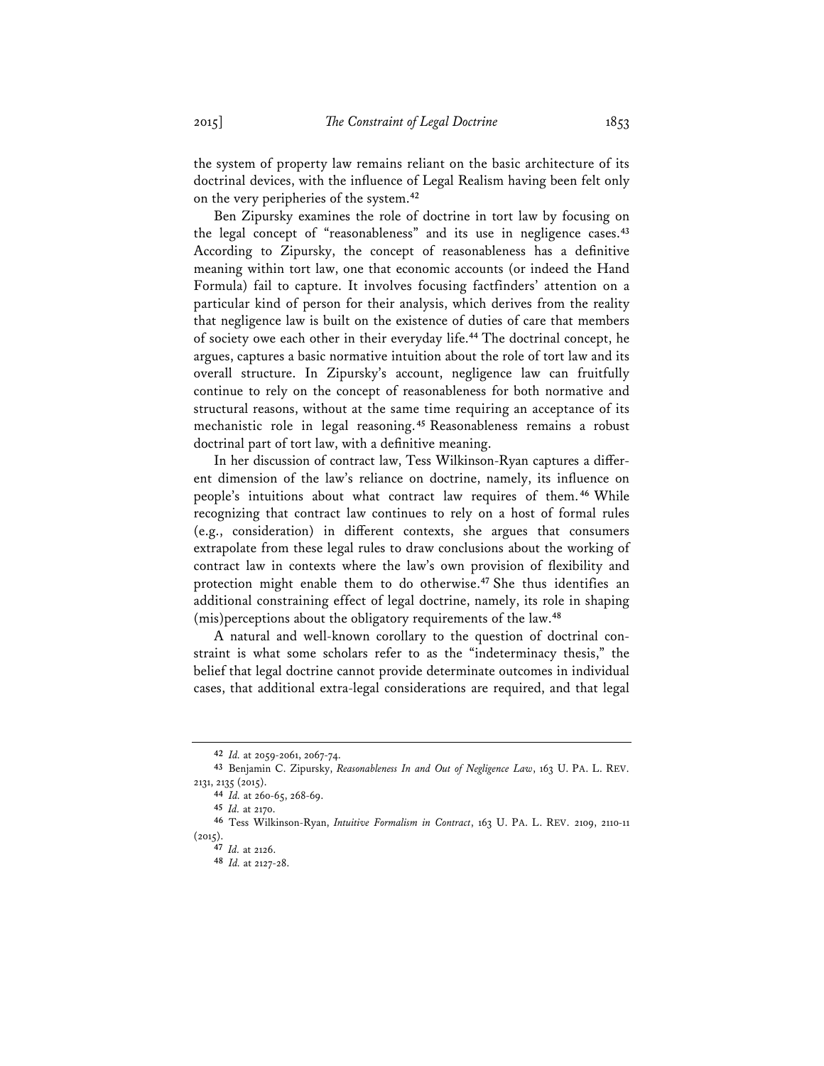the system of property law remains reliant on the basic architecture of its doctrinal devices, with the influence of Legal Realism having been felt only on the very peripheries of the system.[42]

Ben Zipursky examines the role of doctrine in tort law by focusing on the legal concept of "reasonableness" and its use in negligence cases.[43] According to Zipursky, the concept of reasonableness has a definitive meaning within tort law, one that economic accounts (or indeed the Hand Formula) fail to capture. It involves focusing factfinders' attention on a particular kind of person for their analysis, which derives from the reality that negligence law is built on the existence of duties of care that members of society owe each other in their everyday life.[44] The doctrinal concept, he argues, captures a basic normative intuition about the role of tort law and its overall structure. In Zipursky's account, negligence law can fruitfully continue to rely on the concept of reasonableness for both normative and structural reasons, without at the same time requiring an acceptance of its mechanistic role in legal reasoning.[45] Reasonableness remains a robust doctrinal part of tort law, with a definitive meaning.

In her discussion of contract law, Tess Wilkinson-Ryan captures a different dimension of the law's reliance on doctrine, namely, its influence on people's intuitions about what contract law requires of them.[46] While recognizing that contract law continues to rely on a host of formal rules (e.g., consideration) in different contexts, she argues that consumers extrapolate from these legal rules to draw conclusions about the working of contract law in contexts where the law's own provision of flexibility and protection might enable them to do otherwise.[47] She thus identifies an additional constraining effect of legal doctrine, namely, its role in shaping (mis)perceptions about the obligatory requirements of the law.[48]

A natural and well-known corollary to the question of doctrinal constraint is what some scholars refer to as the "indeterminacy thesis," the belief that legal doctrine cannot provide determinate outcomes in individual cases, that additional extra-legal considerations are required, and that legal

---

42 *Id.* at 2059-2061, 2067-74.

43 Benjamin C. Zipursky, *Reasonableness In and Out of Negligence Law*, 163 U. PA. L. REV. 2131, 2135 (2015).

44 *Id.* at 260-65, 268-69.

45 *Id.* at 2170.

46 Tess Wilkinson-Ryan, *Intuitive Formalism in Contract*, 163 U. PA. L. REV. 2109, 2110-11 (2015).

47 *Id.* at 2126.

48 *Id.* at 2127-28.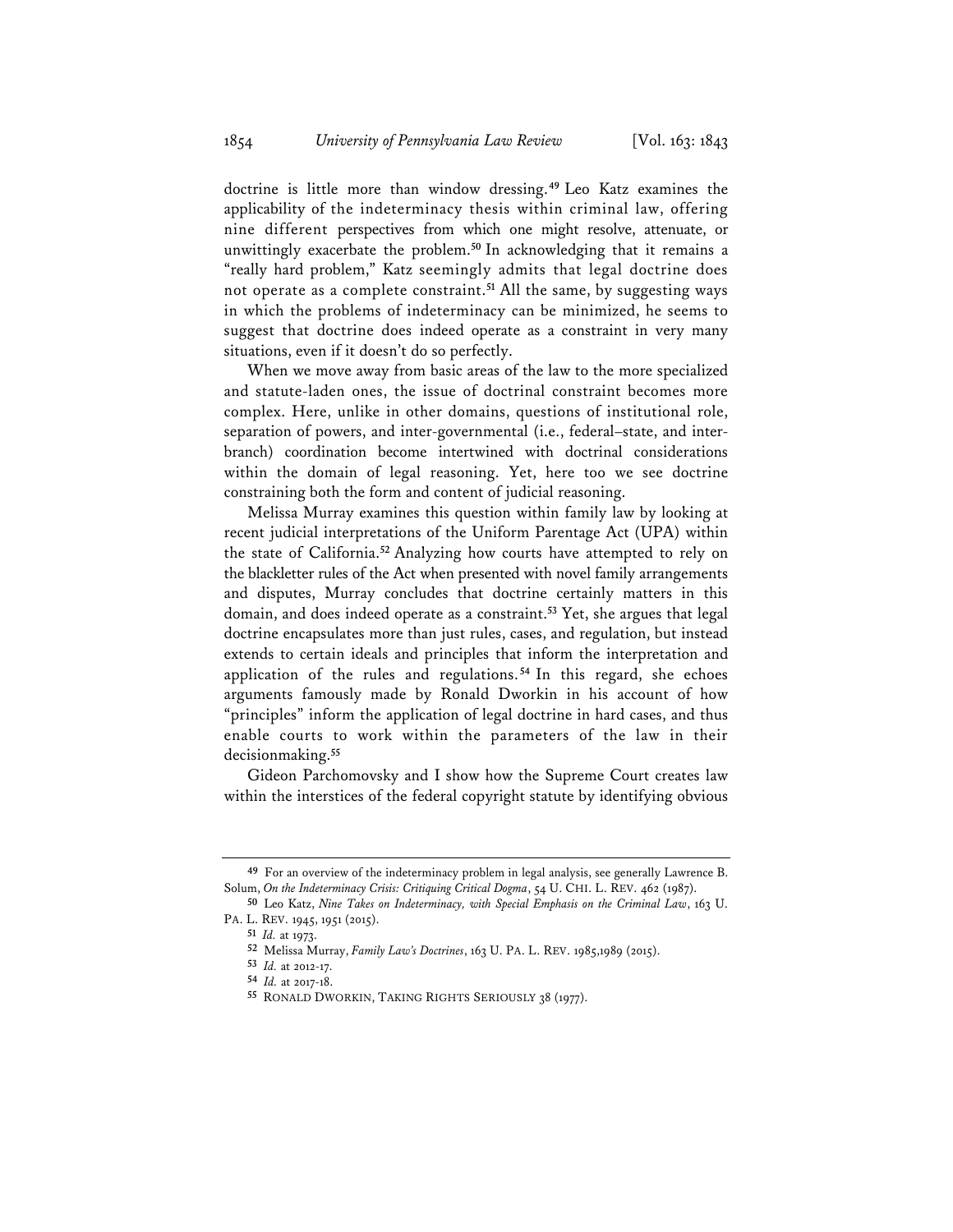doctrine is little more than window dressing.[49] Leo Katz examines the applicability of the indeterminacy thesis within criminal law, offering nine different perspectives from which one might resolve, attenuate, or unwittingly exacerbate the problem.[50] In acknowledging that it remains a "really hard problem," Katz seemingly admits that legal doctrine does not operate as a complete constraint.[51] All the same, by suggesting ways in which the problems of indeterminacy can be minimized, he seems to suggest that doctrine does indeed operate as a constraint in very many situations, even if it doesn't do so perfectly.

When we move away from basic areas of the law to the more specialized and statute-laden ones, the issue of doctrinal constraint becomes more complex. Here, unlike in other domains, questions of institutional role, separation of powers, and inter-governmental (i.e., federal–state, and inter-branch) coordination become intertwined with doctrinal considerations within the domain of legal reasoning. Yet, here too we see doctrine constraining both the form and content of judicial reasoning.

Melissa Murray examines this question within family law by looking at recent judicial interpretations of the Uniform Parentage Act (UPA) within the state of California.[52] Analyzing how courts have attempted to rely on the blackletter rules of the Act when presented with novel family arrangements and disputes, Murray concludes that doctrine certainly matters in this domain, and does indeed operate as a constraint.[53] Yet, she argues that legal doctrine encapsulates more than just rules, cases, and regulation, but instead extends to certain ideals and principles that inform the interpretation and application of the rules and regulations.[54] In this regard, she echoes arguments famously made by Ronald Dworkin in his account of how "principles" inform the application of legal doctrine in hard cases, and thus enable courts to work within the parameters of the law in their decisionmaking.[55]

Gideon Parchomovsky and I show how the Supreme Court creates law within the interstices of the federal copyright statute by identifying obvious

---

49 For an overview of the indeterminacy problem in legal analysis, see generally Lawrence B. Solum, *On the Indeterminacy Crisis: Critiquing Critical Dogma*, 54 U. CHI. L. REV. 462 (1987).

50 Leo Katz, *Nine Takes on Indeterminacy, with Special Emphasis on the Criminal Law*, 163 U. PA. L. REV. 1945, 1951 (2015).

51 *Id.* at 1973.

52 Melissa Murray, *Family Law's Doctrines*, 163 U. PA. L. REV. 1985,1989 (2015).

53 *Id.* at 2012-17.

54 *Id.* at 2017-18.

55 RONALD DWORKIN, TAKING RIGHTS SERIOUSLY 38 (1977).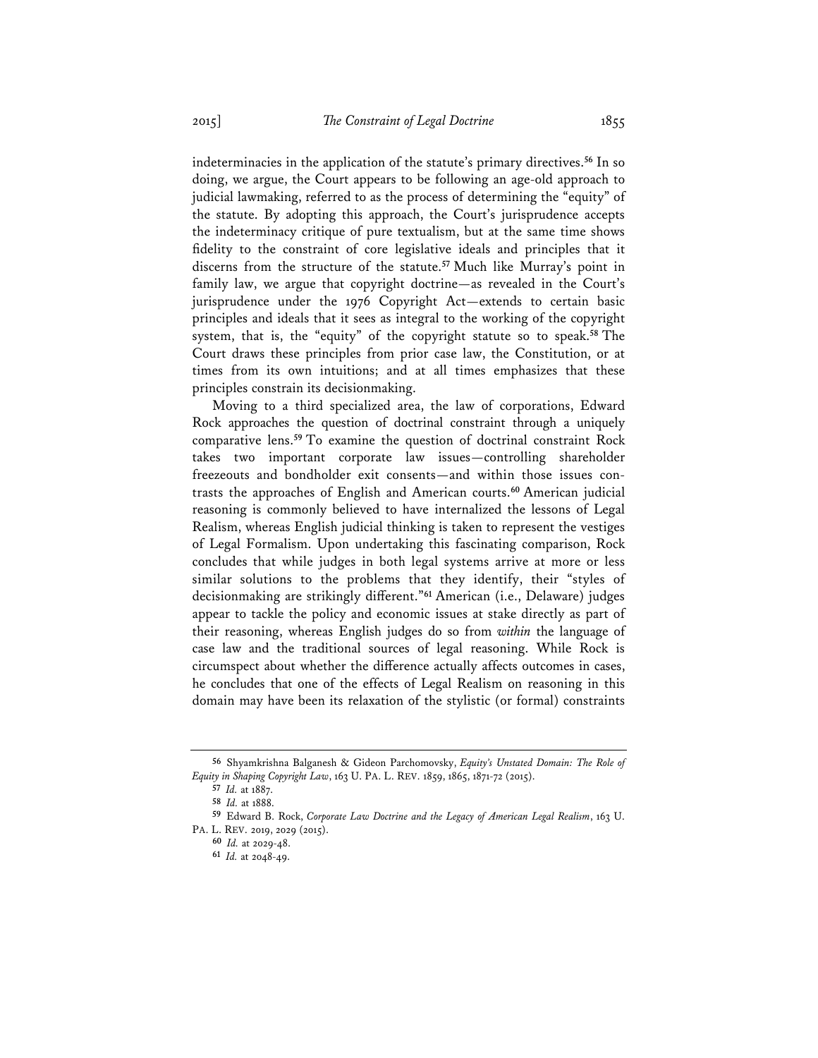indeterminacies in the application of the statute's primary directives.[56] In so doing, we argue, the Court appears to be following an age-old approach to judicial lawmaking, referred to as the process of determining the "equity" of the statute. By adopting this approach, the Court's jurisprudence accepts the indeterminacy critique of pure textualism, but at the same time shows fidelity to the constraint of core legislative ideals and principles that it discerns from the structure of the statute.[57] Much like Murray's point in family law, we argue that copyright doctrine—as revealed in the Court's jurisprudence under the 1976 Copyright Act—extends to certain basic principles and ideals that it sees as integral to the working of the copyright system, that is, the "equity" of the copyright statute so to speak.[58] The Court draws these principles from prior case law, the Constitution, or at times from its own intuitions; and at all times emphasizes that these principles constrain its decisionmaking.

Moving to a third specialized area, the law of corporations, Edward Rock approaches the question of doctrinal constraint through a uniquely comparative lens.[59] To examine the question of doctrinal constraint Rock takes two important corporate law issues—controlling shareholder freezeouts and bondholder exit consents—and within those issues contrasts the approaches of English and American courts.[60] American judicial reasoning is commonly believed to have internalized the lessons of Legal Realism, whereas English judicial thinking is taken to represent the vestiges of Legal Formalism. Upon undertaking this fascinating comparison, Rock concludes that while judges in both legal systems arrive at more or less similar solutions to the problems that they identify, their "styles of decisionmaking are strikingly different."[61] American (i.e., Delaware) judges appear to tackle the policy and economic issues at stake directly as part of their reasoning, whereas English judges do so from *within* the language of case law and the traditional sources of legal reasoning. While Rock is circumspect about whether the difference actually affects outcomes in cases, he concludes that one of the effects of Legal Realism on reasoning in this domain may have been its relaxation of the stylistic (or formal) constraints

---

56 Shyamkrishna Balganesh & Gideon Parchomovsky, *Equity's Unstated Domain: The Role of Equity in Shaping Copyright Law*, 163 U. PA. L. REV. 1859, 1865, 1871-72 (2015).

57 *Id.* at 1887.

58 *Id.* at 1888.

59 Edward B. Rock, *Corporate Law Doctrine and the Legacy of American Legal Realism*, 163 U. PA. L. REV. 2019, 2029 (2015).

60 *Id.* at 2029-48.

61 *Id.* at 2048-49.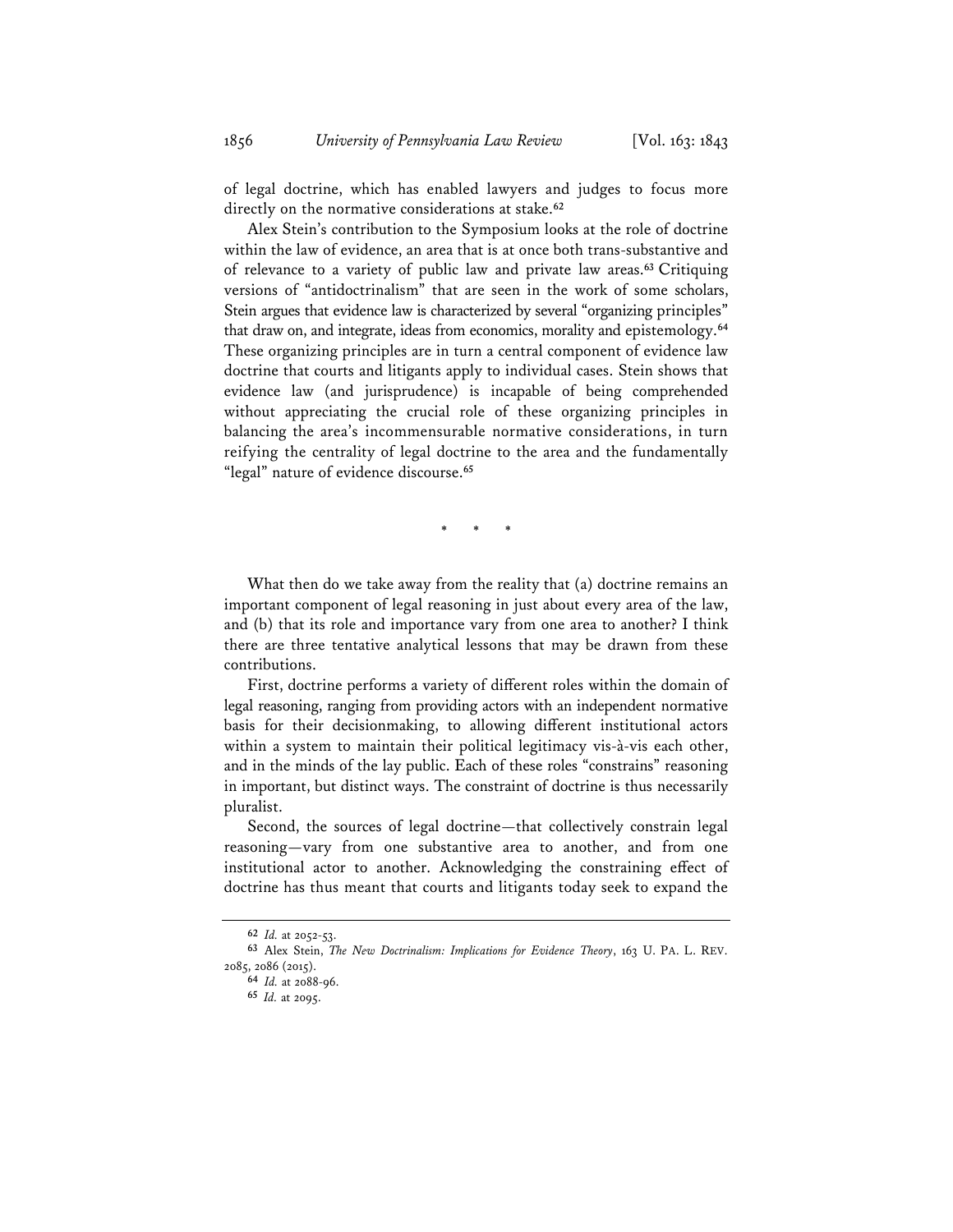of legal doctrine, which has enabled lawyers and judges to focus more directly on the normative considerations at stake.[62]

Alex Stein's contribution to the Symposium looks at the role of doctrine within the law of evidence, an area that is at once both trans-substantive and of relevance to a variety of public law and private law areas.[63] Critiquing versions of "antidoctrinalism" that are seen in the work of some scholars, Stein argues that evidence law is characterized by several "organizing principles" that draw on, and integrate, ideas from economics, morality and epistemology.[64] These organizing principles are in turn a central component of evidence law doctrine that courts and litigants apply to individual cases. Stein shows that evidence law (and jurisprudence) is incapable of being comprehended without appreciating the crucial role of these organizing principles in balancing the area's incommensurable normative considerations, in turn reifying the centrality of legal doctrine to the area and the fundamentally "legal" nature of evidence discourse.[65]

\* \* \*

What then do we take away from the reality that (a) doctrine remains an important component of legal reasoning in just about every area of the law, and (b) that its role and importance vary from one area to another? I think there are three tentative analytical lessons that may be drawn from these contributions.

First, doctrine performs a variety of different roles within the domain of legal reasoning, ranging from providing actors with an independent normative basis for their decisionmaking, to allowing different institutional actors within a system to maintain their political legitimacy vis-à-vis each other, and in the minds of the lay public. Each of these roles "constrains" reasoning in important, but distinct ways. The constraint of doctrine is thus necessarily pluralist.

Second, the sources of legal doctrine—that collectively constrain legal reasoning—vary from one substantive area to another, and from one institutional actor to another. Acknowledging the constraining effect of doctrine has thus meant that courts and litigants today seek to expand the

---

[62] *Id.* at 2052-53.

[63] Alex Stein, *The New Doctrinalism: Implications for Evidence Theory*, 163 U. PA. L. REV. 2085, 2086 (2015).

[64] *Id.* at 2088-96.

[65] *Id.* at 2095.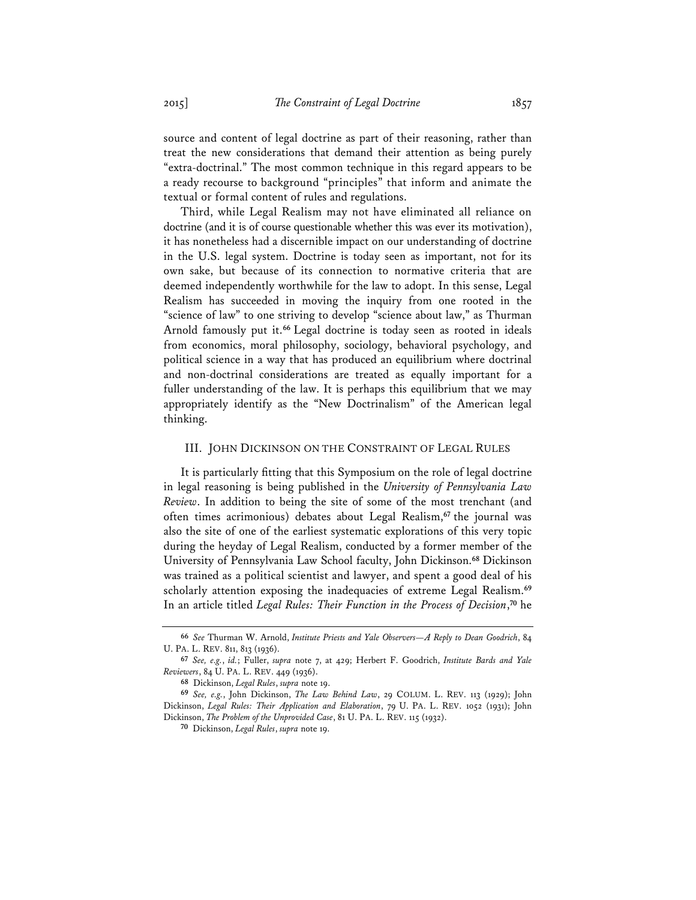source and content of legal doctrine as part of their reasoning, rather than treat the new considerations that demand their attention as being purely "extra-doctrinal." The most common technique in this regard appears to be a ready recourse to background "principles" that inform and animate the textual or formal content of rules and regulations.

Third, while Legal Realism may not have eliminated all reliance on doctrine (and it is of course questionable whether this was ever its motivation), it has nonetheless had a discernible impact on our understanding of doctrine in the U.S. legal system. Doctrine is today seen as important, not for its own sake, but because of its connection to normative criteria that are deemed independently worthwhile for the law to adopt. In this sense, Legal Realism has succeeded in moving the inquiry from one rooted in the "science of law" to one striving to develop "science about law," as Thurman Arnold famously put it.[66] Legal doctrine is today seen as rooted in ideals from economics, moral philosophy, sociology, behavioral psychology, and political science in a way that has produced an equilibrium where doctrinal and non-doctrinal considerations are treated as equally important for a fuller understanding of the law. It is perhaps this equilibrium that we may appropriately identify as the "New Doctrinalism" of the American legal thinking.

## III. JOHN DICKINSON ON THE CONSTRAINT OF LEGAL RULES

It is particularly fitting that this Symposium on the role of legal doctrine in legal reasoning is being published in the *University of Pennsylvania Law Review*. In addition to being the site of some of the most trenchant (and often times acrimonious) debates about Legal Realism,[67] the journal was also the site of one of the earliest systematic explorations of this very topic during the heyday of Legal Realism, conducted by a former member of the University of Pennsylvania Law School faculty, John Dickinson.[68] Dickinson was trained as a political scientist and lawyer, and spent a good deal of his scholarly attention exposing the inadequacies of extreme Legal Realism.[69] In an article titled *Legal Rules: Their Function in the Process of Decision*,[70] he

---

[66] *See* Thurman W. Arnold, *Institute Priests and Yale Observers—A Reply to Dean Goodrich*, 84 U. PA. L. REV. 811, 813 (1936).

[67] *See, e.g.*, *id.*; Fuller, *supra* note 7, at 429; Herbert F. Goodrich, *Institute Bards and Yale Reviewers*, 84 U. PA. L. REV. 449 (1936).

[68] Dickinson, *Legal Rules*, *supra* note 19.

[69] *See, e.g.*, John Dickinson, *The Law Behind Law*, 29 COLUM. L. REV. 113 (1929); John Dickinson, *Legal Rules: Their Application and Elaboration*, 79 U. PA. L. REV. 1052 (1931); John Dickinson, *The Problem of the Unprovided Case*, 81 U. PA. L. REV. 115 (1932).

[70] Dickinson, *Legal Rules*, *supra* note 19.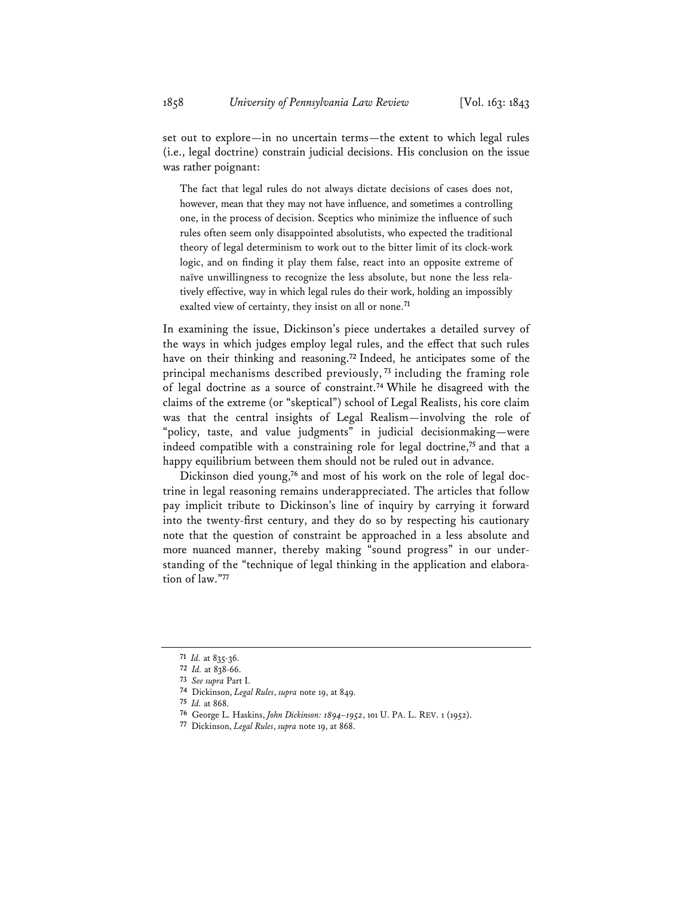set out to explore—in no uncertain terms—the extent to which legal rules (i.e., legal doctrine) constrain judicial decisions. His conclusion on the issue was rather poignant:

> The fact that legal rules do not always dictate decisions of cases does not, however, mean that they may not have influence, and sometimes a controlling one, in the process of decision. Sceptics who minimize the influence of such rules often seem only disappointed absolutists, who expected the traditional theory of legal determinism to work out to the bitter limit of its clock-work logic, and on finding it play them false, react into an opposite extreme of naïve unwillingness to recognize the less absolute, but none the less relatively effective, way in which legal rules do their work, holding an impossibly exalted view of certainty, they insist on all or none.[71]

In examining the issue, Dickinson's piece undertakes a detailed survey of the ways in which judges employ legal rules, and the effect that such rules have on their thinking and reasoning.[72] Indeed, he anticipates some of the principal mechanisms described previously,[73] including the framing role of legal doctrine as a source of constraint.[74] While he disagreed with the claims of the extreme (or "skeptical") school of Legal Realists, his core claim was that the central insights of Legal Realism—involving the role of "policy, taste, and value judgments" in judicial decisionmaking—were indeed compatible with a constraining role for legal doctrine,[75] and that a happy equilibrium between them should not be ruled out in advance.

Dickinson died young,[76] and most of his work on the role of legal doctrine in legal reasoning remains underappreciated. The articles that follow pay implicit tribute to Dickinson's line of inquiry by carrying it forward into the twenty-first century, and they do so by respecting his cautionary note that the question of constraint be approached in a less absolute and more nuanced manner, thereby making "sound progress" in our understanding of the "technique of legal thinking in the application and elaboration of law."[77]

---

71 *Id.* at 835-36.

72 *Id.* at 838-66.

73 *See supra* Part I.

74 Dickinson, *Legal Rules*, *supra* note 19, at 849.

75 *Id.* at 868.

76 George L. Haskins, *John Dickinson: 1894–1952*, 101 U. PA. L. REV. 1 (1952).

77 Dickinson, *Legal Rules*, *supra* note 19, at 868.